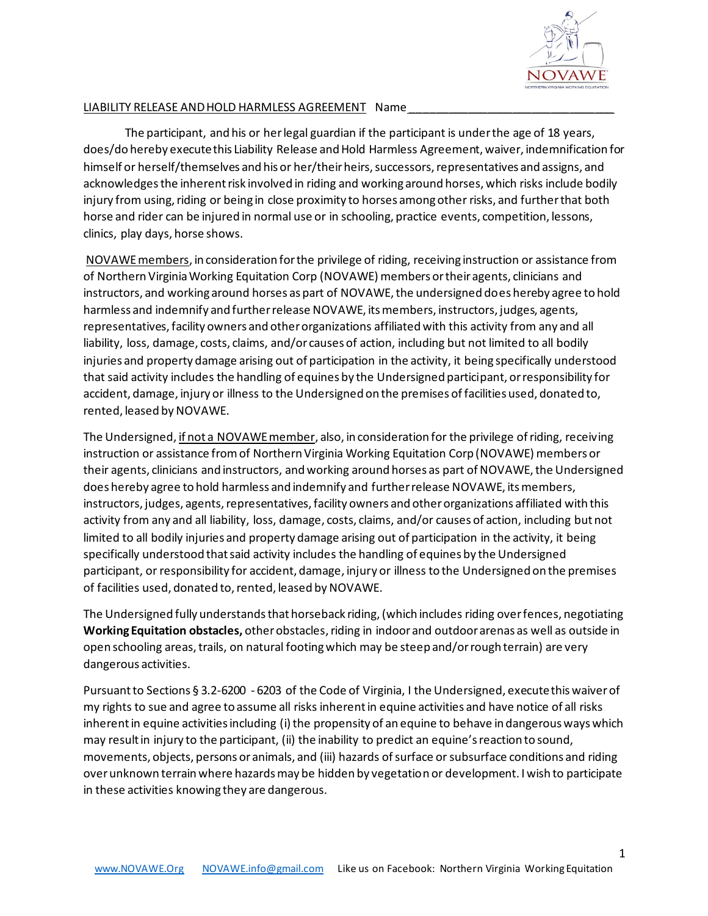LIABILITY RELEASE AND HOLD HARMLESS AGREEMENT   Name_______________________________

The participant, and his or her legal guardian if the participant is under the age of 18 years, does/do hereby execute this Liability Release and Hold Harmless Agreement, waiver, indemnification for himself or herself/themselves and his or her/their heirs, successors, representatives and assigns, and acknowledges the inherent risk involved in riding and working around horses, which risks include bodily injury from using, riding or being in close proximity to horses among other risks, and further that both horse and rider can be injured in normal use or in schooling, practice events, competition, lessons, clinics, play days, horse shows.

NOVAWE members, in consideration for the privilege of riding, receiving instruction or assistance from of Northern Virginia Working Equitation Corp (NOVAWE) members or their agents, clinicians and instructors, and working around horses as part of NOVAWE, the undersigned does hereby agree to hold harmless and indemnify and further release NOVAWE, its members, instructors, judges, agents, representatives, facility owners and other organizations affiliated with this activity from any and all liability, loss, damage, costs, claims, and/or causes of action, including but not limited to all bodily injuries and property damage arising out of participation in the activity, it being specifically understood that said activity includes the handling of equines by the Undersigned participant, or responsibility for accident, damage, injury or illness to the Undersigned on the premises of facilities used, donated to, rented, leased by NOVAWE.

The Undersigned, if not a NOVAWE member, also, in consideration for the privilege of riding, receiving instruction or assistance from of Northern Virginia Working Equitation Corp (NOVAWE) members or their agents, clinicians and instructors, and working around horses as part of NOVAWE, the Undersigned does hereby agree to hold harmless and indemnify and further release NOVAWE, its members, instructors, judges, agents, representatives, facility owners and other organizations affiliated with this activity from any and all liability, loss, damage, costs, claims, and/or causes of action, including but not limited to all bodily injuries and property damage arising out of participation in the activity, it being specifically understood that said activity includes the handling of equines by the Undersigned participant, or responsibility for accident, damage, injury or illness to the Undersigned on the premises of facilities used, donated to, rented, leased by NOVAWE.

The Undersigned fully understands that horseback riding, (which includes riding over fences, negotiating **Working Equitation obstacles,** other obstacles, riding in indoor and outdoor arenas as well as outside in open schooling areas, trails, on natural footing which may be steep and/or rough terrain) are very dangerous activities.

Pursuant to Sections § 3.2-6200 - 6203 of the Code of Virginia, I the Undersigned, execute this waiver of my rights to sue and agree to assume all risks inherent in equine activities and have notice of all risks inherent in equine activities including (i) the propensity of an equine to behave in dangerous ways which may result in injury to the participant, (ii) the inability to predict an equine's reaction to sound, movements, objects, persons or animals, and (iii) hazards of surface or subsurface conditions and riding over unknown terrain where hazards may be hidden by vegetation or development. I wish to participate in these activities knowing they are dangerous.

www.NOVAWE.Org   NOVAWE.info@gmail.com   Like us on Facebook: Northern Virginia Working Equitation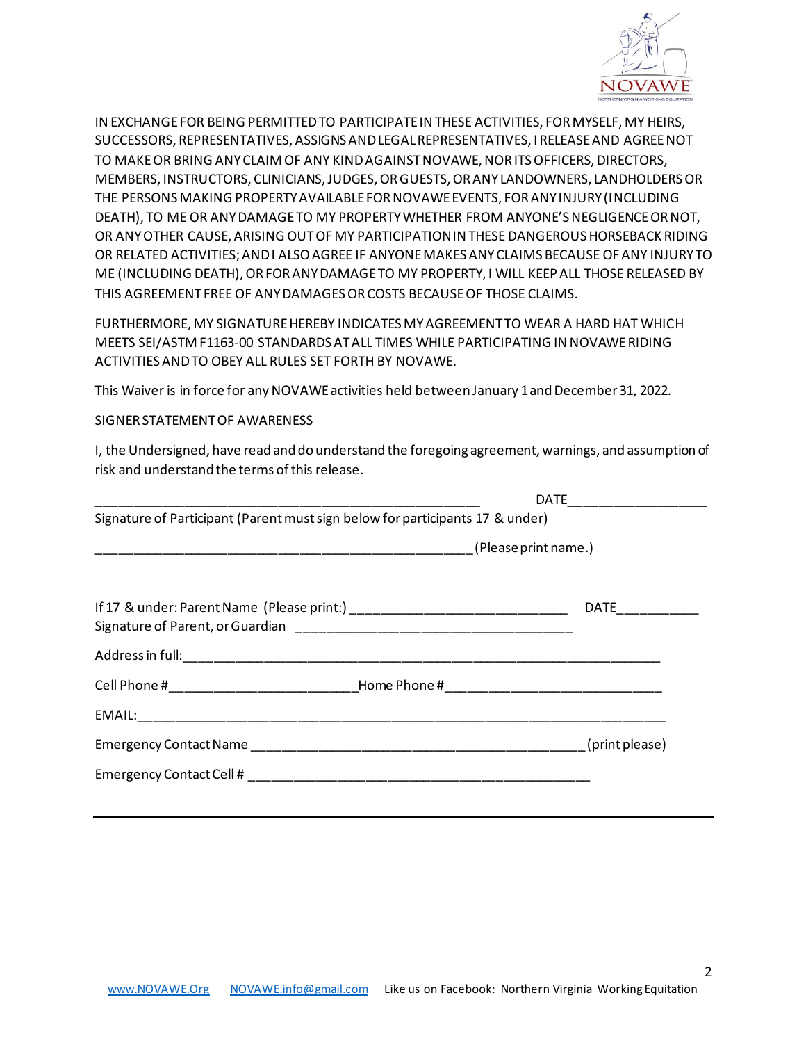IN EXCHANGE FOR BEING PERMITTED TO PARTICIPATE IN THESE ACTIVITIES, FOR MYSELF, MY HEIRS, SUCCESSORS, REPRESENTATIVES, ASSIGNS AND LEGAL REPRESENTATIVES, I RELEASE AND AGREE NOT TO MAKE OR BRING ANY CLAIM OF ANY KIND AGAINST NOVAWE, NOR ITS OFFICERS, DIRECTORS, MEMBERS, INSTRUCTORS, CLINICIANS, JUDGES, OR GUESTS, OR ANY LANDOWNERS, LANDHOLDERS OR THE PERSONS MAKING PROPERTY AVAILABLE FOR NOVAWE EVENTS, FOR ANY INJURY (INCLUDING DEATH), TO ME OR ANY DAMAGE TO MY PROPERTY WHETHER FROM ANYONE'S NEGLIGENCE OR NOT, OR ANY OTHER CAUSE, ARISING OUT OF MY PARTICIPATION IN THESE DANGEROUS HORSEBACK RIDING OR RELATED ACTIVITIES; AND I ALSO AGREE IF ANYONE MAKES ANY CLAIMS BECAUSE OF ANY INJURY TO ME (INCLUDING DEATH), OR FOR ANY DAMAGE TO MY PROPERTY, I WILL KEEP ALL THOSE RELEASED BY THIS AGREEMENT FREE OF ANY DAMAGES OR COSTS BECAUSE OF THOSE CLAIMS.

FURTHERMORE, MY SIGNATURE HEREBY INDICATES MY AGREEMENT TO WEAR A HARD HAT WHICH MEETS SEI/ASTM F1163-00 STANDARDS AT ALL TIMES WHILE PARTICIPATING IN NOVAWE RIDING ACTIVITIES AND TO OBEY ALL RULES SET FORTH BY NOVAWE.

This Waiver is in force for any NOVAWE activities held between January 1 and December 31, 2022.

SIGNER STATEMENT OF AWARENESS

I, the Undersigned, have read and do understand the foregoing agreement, warnings, and assumption of risk and understand the terms of this release.

_____________________________________________________ DATE___________________

Signature of Participant (Parent must sign below for participants 17 & under)

____________________________________________________(Please print name.)

If 17 & under: Parent Name (Please print:) ______________________________ DATE___________

Signature of Parent, or Guardian ______________________________________

Address in full:__________________________________________________________________

Cell Phone #_________________________Home Phone #_____________________________

EMAIL:___________________________________________________________________________

Emergency Contact Name ______________________________________________(print please)

Emergency Contact Cell # _______________________________________________

www.NOVAWE.Org NOVAWE.info@gmail.com Like us on Facebook: Northern Virginia Working Equitation